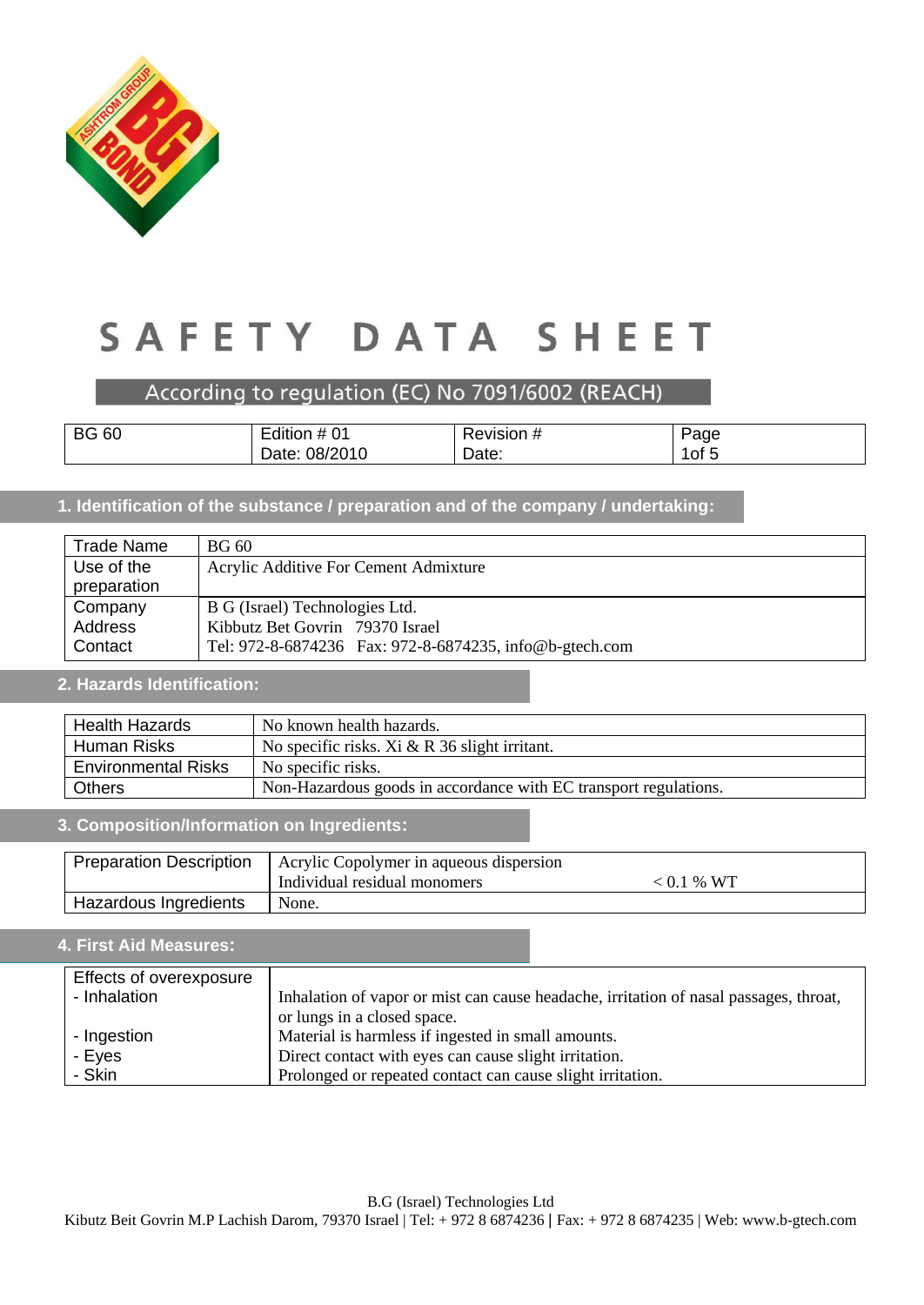# SAFETY DATA SHEET

According to regulation (EC) No 7091/6002 (REACH)

| BG 60 | Edition # 01<br>Date: 08/2010 | Revision #<br>Date: | Page<br>1of 5 |
|---|---|---|---|

## 1. Identification of the substance / preparation and of the company / undertaking:

| | |
|---|---|
| Trade Name | BG 60 |
| Use of the preparation | Acrylic Additive For Cement Admixture |
| Company<br>Address<br>Contact | B G (Israel) Technologies Ltd.<br>Kibbutz Bet Govrin 79370 Israel<br>Tel: 972-8-6874236 Fax: 972-8-6874235, info@b-gtech.com |

## 2. Hazards Identification:

| | |
|---|---|
| Health Hazards | No known health hazards. |
| Human Risks | No specific risks. Xi & R 36 slight irritant. |
| Environmental Risks | No specific risks. |
| Others | Non-Hazardous goods in accordance with EC transport regulations. |

## 3. Composition/Information on Ingredients:

| | | |
|---|---|---|
| Preparation Description | Acrylic Copolymer in aqueous dispersion<br>Individual residual monomers | < 0.1 % WT |
| Hazardous Ingredients | None. | |

## 4. First Aid Measures:

| | |
|---|---|
| Effects of overexposure | |
| - Inhalation | Inhalation of vapor or mist can cause headache, irritation of nasal passages, throat, or lungs in a closed space. |
| - Ingestion | Material is harmless if ingested in small amounts. |
| - Eyes | Direct contact with eyes can cause slight irritation. |
| - Skin | Prolonged or repeated contact can cause slight irritation. |

B.G (Israel) Technologies Ltd
Kibutz Beit Govrin M.P Lachish Darom, 79370 Israel | Tel: + 972 8 6874236 | Fax: + 972 8 6874235 | Web: www.b-gtech.com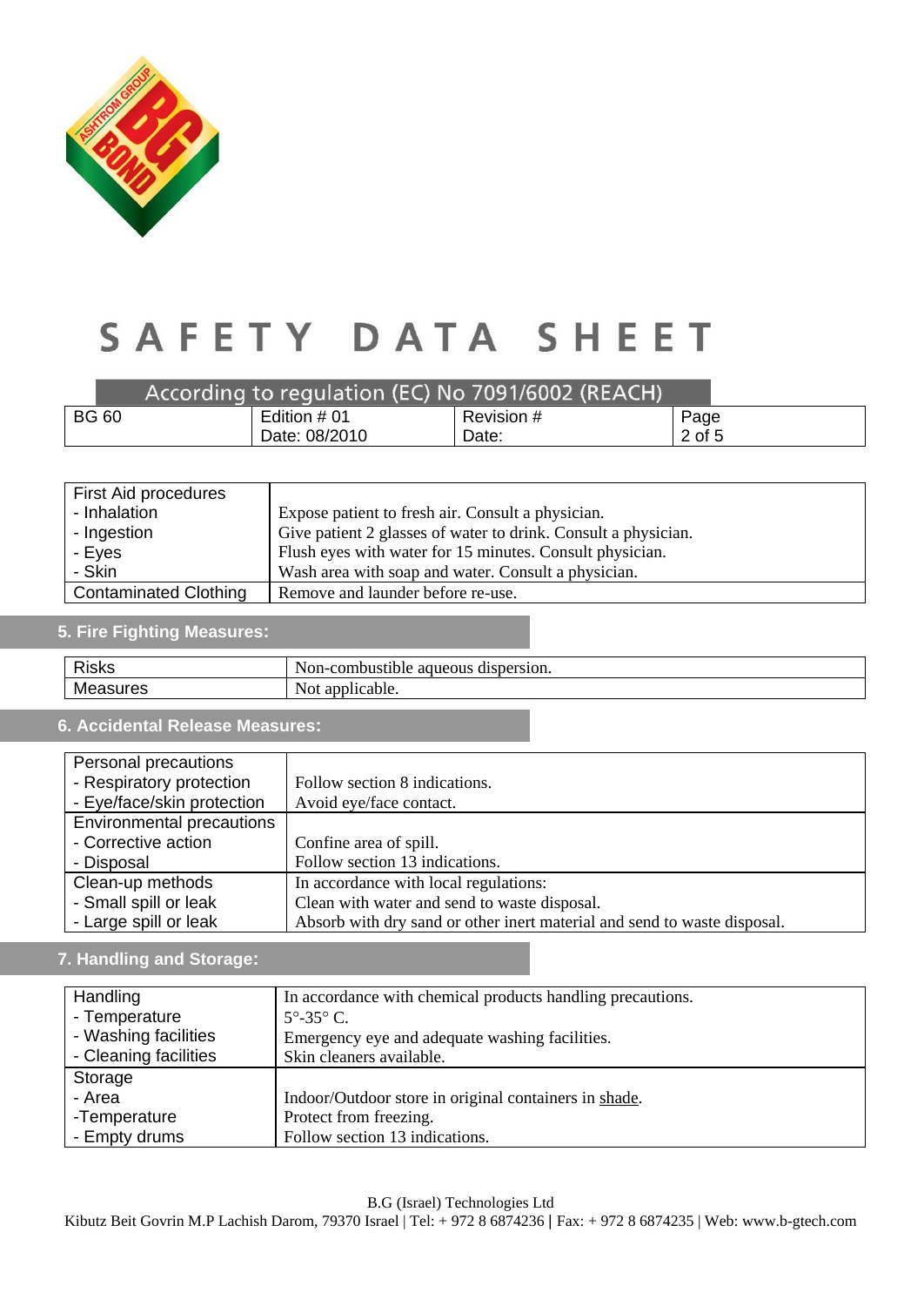# SAFETY DATA SHEET

According to regulation (EC) No 7091/6002 (REACH)

| BG 60 | Edition # 01<br>Date: 08/2010 | Revision #<br>Date: | Page<br>2 of 5 |
|---|---|---|---|

| First Aid procedures | |
|---|---|
| - Inhalation | Expose patient to fresh air. Consult a physician. |
| - Ingestion | Give patient 2 glasses of water to drink. Consult a physician. |
| - Eyes | Flush eyes with water for 15 minutes. Consult physician. |
| - Skin | Wash area with soap and water. Consult a physician. |
| Contaminated Clothing | Remove and launder before re-use. |

## 5. Fire Fighting Measures:

| Risks | Non-combustible aqueous dispersion. |
|---|---|
| Measures | Not applicable. |

## 6. Accidental Release Measures:

| Personal precautions | |
|---|---|
| - Respiratory protection | Follow section 8 indications. |
| - Eye/face/skin protection | Avoid eye/face contact. |
| Environmental precautions | |
| - Corrective action | Confine area of spill. |
| - Disposal | Follow section 13 indications. |
| Clean-up methods | In accordance with local regulations: |
| - Small spill or leak | Clean with water and send to waste disposal. |
| - Large spill or leak | Absorb with dry sand or other inert material and send to waste disposal. |

## 7. Handling and Storage:

| Handling | In accordance with chemical products handling precautions. |
|---|---|
| - Temperature | 5°-35° C. |
| - Washing facilities | Emergency eye and adequate washing facilities. |
| - Cleaning facilities | Skin cleaners available. |
| Storage | |
| - Area | Indoor/Outdoor store in original containers in shade. |
| -Temperature | Protect from freezing. |
| - Empty drums | Follow section 13 indications. |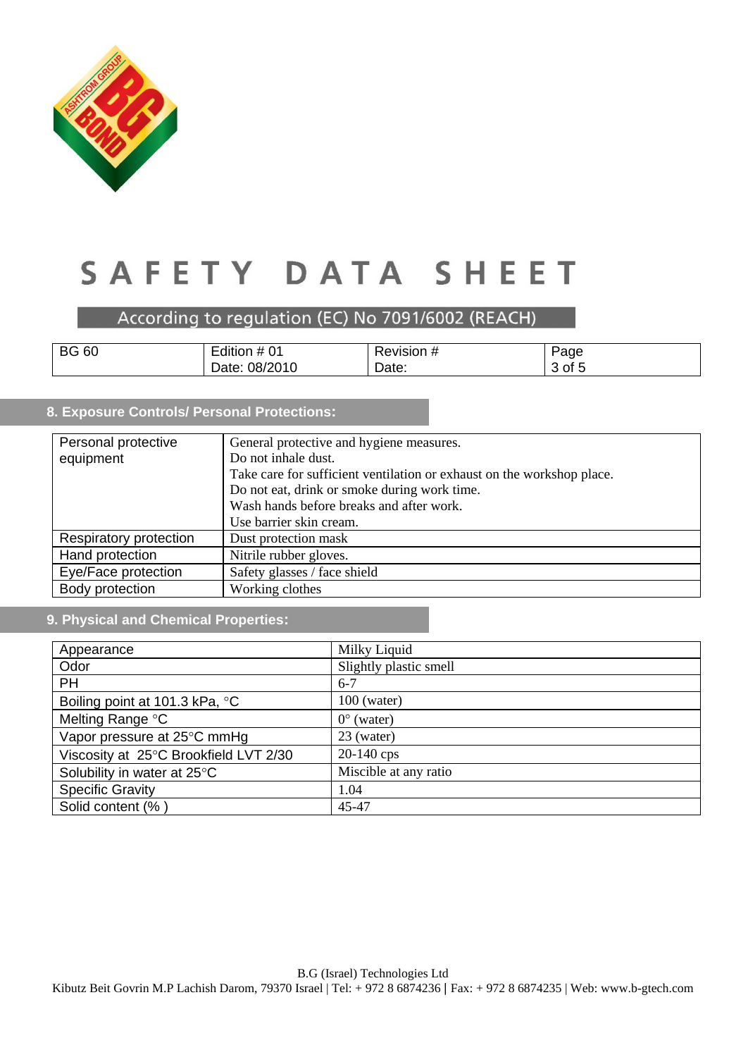# SAFETY DATA SHEET

According to regulation (EC) No 7091/6002 (REACH)

| BG 60 | Edition # 01<br>Date: 08/2010 | Revision #<br>Date: | Page<br>3 of 5 |
|---|---|---|---|

## 8. Exposure Controls/ Personal Protections:

| Personal protective equipment | General protective and hygiene measures.<br>Do not inhale dust.<br>Take care for sufficient ventilation or exhaust on the workshop place.<br>Do not eat, drink or smoke during work time.<br>Wash hands before breaks and after work.<br>Use barrier skin cream. |
|---|---|
| Respiratory protection | Dust protection mask |
| Hand protection | Nitrile rubber gloves. |
| Eye/Face protection | Safety glasses / face shield |
| Body protection | Working clothes |

## 9. Physical and Chemical Properties:

| Appearance | Milky Liquid |
|---|---|
| Odor | Slightly plastic smell |
| PH | 6-7 |
| Boiling point at 101.3 kPa, °C | 100 (water) |
| Melting Range °C | 0° (water) |
| Vapor pressure at 25°C mmHg | 23 (water) |
| Viscosity at 25°C Brookfield LVT 2/30 | 20-140 cps |
| Solubility in water at 25°C | Miscible at any ratio |
| Specific Gravity | 1.04 |
| Solid content (% ) | 45-47 |

B.G (Israel) Technologies Ltd
Kibutz Beit Govrin M.P Lachish Darom, 79370 Israel | Tel: + 972 8 6874236 | Fax: + 972 8 6874235 | Web: www.b-gtech.com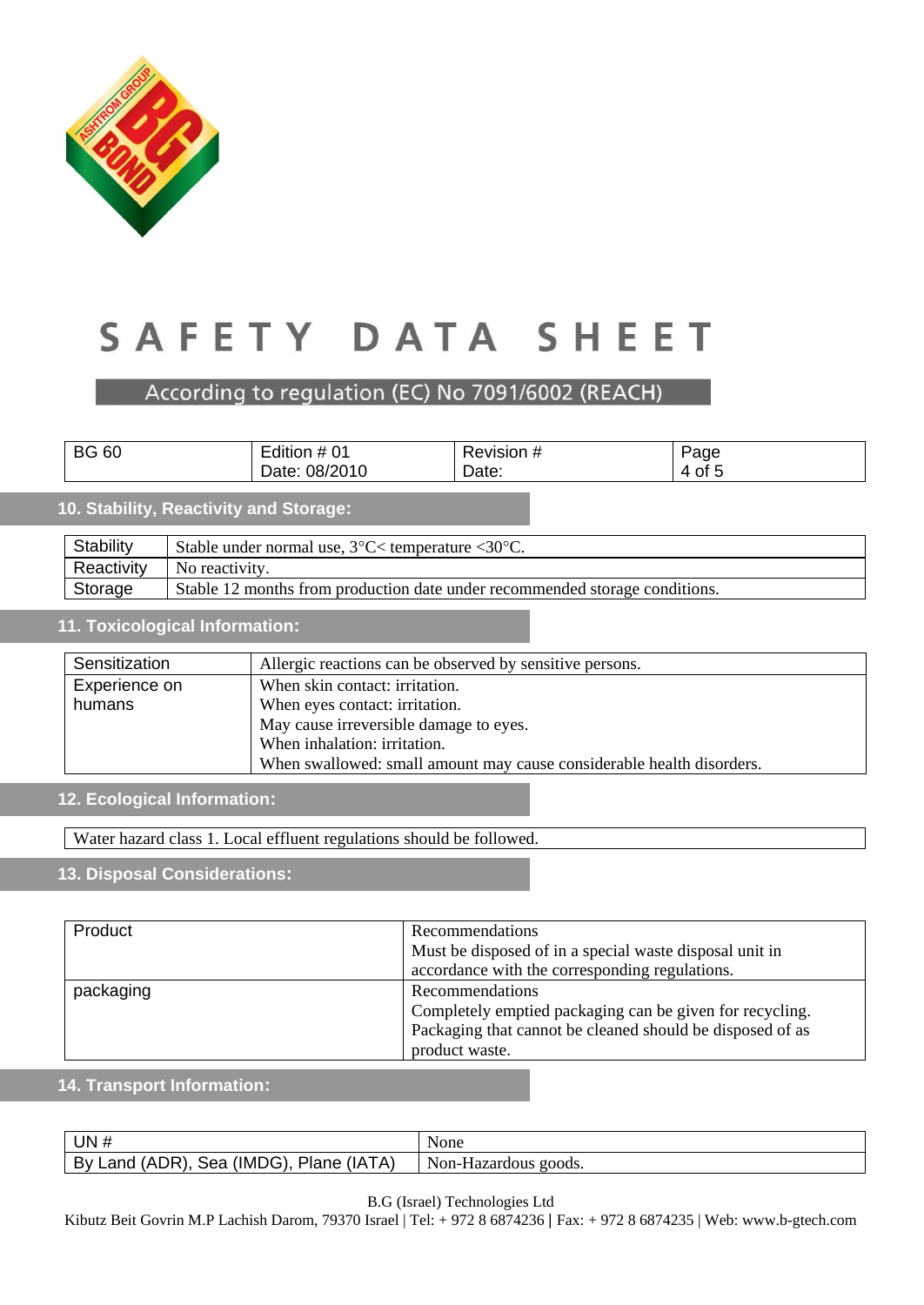# SAFETY DATA SHEET

According to regulation (EC) No 7091/6002 (REACH)

| BG 60 | Edition # 01<br>Date: 08/2010 | Revision #<br>Date: | Page<br>4 of 5 |
|---|---|---|---|

## 10. Stability, Reactivity and Storage:

| Stability | Stable under normal use, 3°C< temperature <30°C. |
|---|---|
| Reactivity | No reactivity. |
| Storage | Stable 12 months from production date under recommended storage conditions. |

## 11. Toxicological Information:

| Sensitization | Allergic reactions can be observed by sensitive persons. |
|---|---|
| Experience on humans | When skin contact: irritation.<br>When eyes contact: irritation.<br>May cause irreversible damage to eyes.<br>When inhalation: irritation.<br>When swallowed: small amount may cause considerable health disorders. |

## 12. Ecological Information:

Water hazard class 1. Local effluent regulations should be followed.

## 13. Disposal Considerations:

| Product | Recommendations<br>Must be disposed of in a special waste disposal unit in accordance with the corresponding regulations. |
|---|---|
| packaging | Recommendations<br>Completely emptied packaging can be given for recycling. Packaging that cannot be cleaned should be disposed of as product waste. |

## 14. Transport Information:

| UN # | None |
|---|---|
| By Land (ADR), Sea (IMDG), Plane (IATA) | Non-Hazardous goods. |

B.G (Israel) Technologies Ltd
Kibutz Beit Govrin M.P Lachish Darom, 79370 Israel | Tel: + 972 8 6874236 | Fax: + 972 8 6874235 | Web: www.b-gtech.com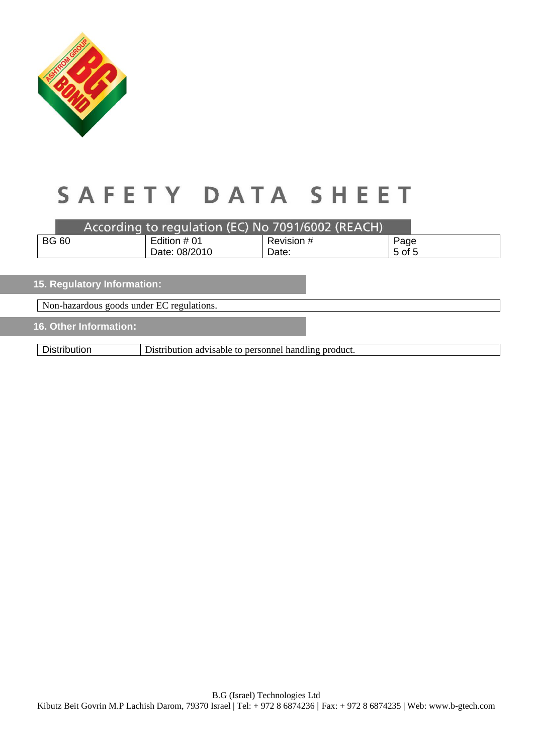# SAFETY DATA SHEET

According to regulation (EC) No 7091/6002 (REACH)

| | | | |
|---|---|---|---|
| BG 60 | Edition # 01<br>Date: 08/2010 | Revision #<br>Date: | Page<br>5 of 5 |

## 15. Regulatory Information:

Non-hazardous goods under EC regulations.

## 16. Other Information:

| | |
|---|---|
| Distribution | Distribution advisable to personnel handling product. |

B.G (Israel) Technologies Ltd
Kibutz Beit Govrin M.P Lachish Darom, 79370 Israel | Tel: + 972 8 6874236 | Fax: + 972 8 6874235 | Web: www.b-gtech.com